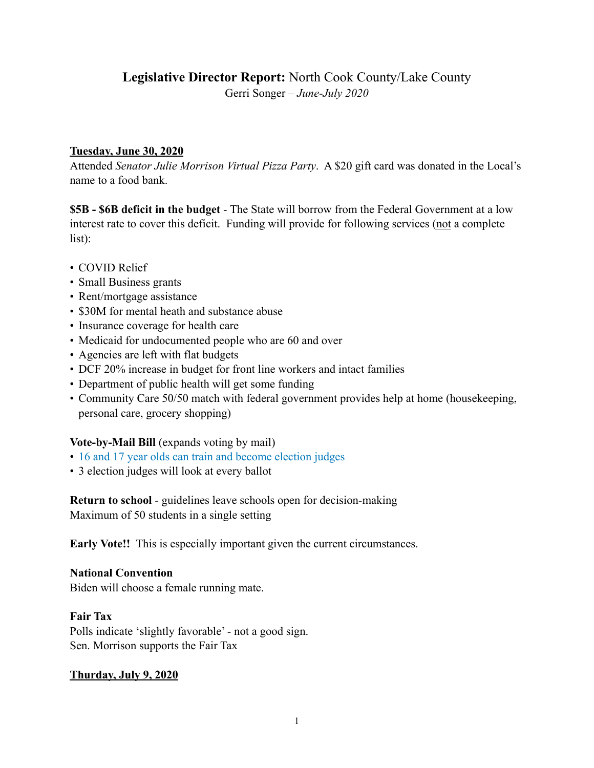# **Legislative Director Report:** North Cook County/Lake County

Gerri Songer – *June-July 2020*

**Tuesday, June 30, 2020**

Attended *Senator Julie Morrison Virtual Pizza Party*. A $20 gift card was donated in the Local's name to a food bank.

**$5B - $6B deficit in the budget** - The State will borrow from the Federal Government at a low interest rate to cover this deficit. Funding will provide for following services (not a complete list):

- COVID Relief
- Small Business grants
- Rent/mortgage assistance
- $30M for mental heath and substance abuse
- Insurance coverage for health care
- Medicaid for undocumented people who are 60 and over
- Agencies are left with flat budgets
- DCF 20% increase in budget for front line workers and intact families
- Department of public health will get some funding
- Community Care 50/50 match with federal government provides help at home (housekeeping, personal care, grocery shopping)

**Vote-by-Mail Bill** (expands voting by mail)

- 16 and 17 year olds can train and become election judges
- 3 election judges will look at every ballot

**Return to school** - guidelines leave schools open for decision-making
Maximum of 50 students in a single setting

**Early Vote!!** This is especially important given the current circumstances.

**National Convention**
Biden will choose a female running mate.

**Fair Tax**
Polls indicate 'slightly favorable' - not a good sign.
Sen. Morrison supports the Fair Tax

**Thurday, July 9, 2020**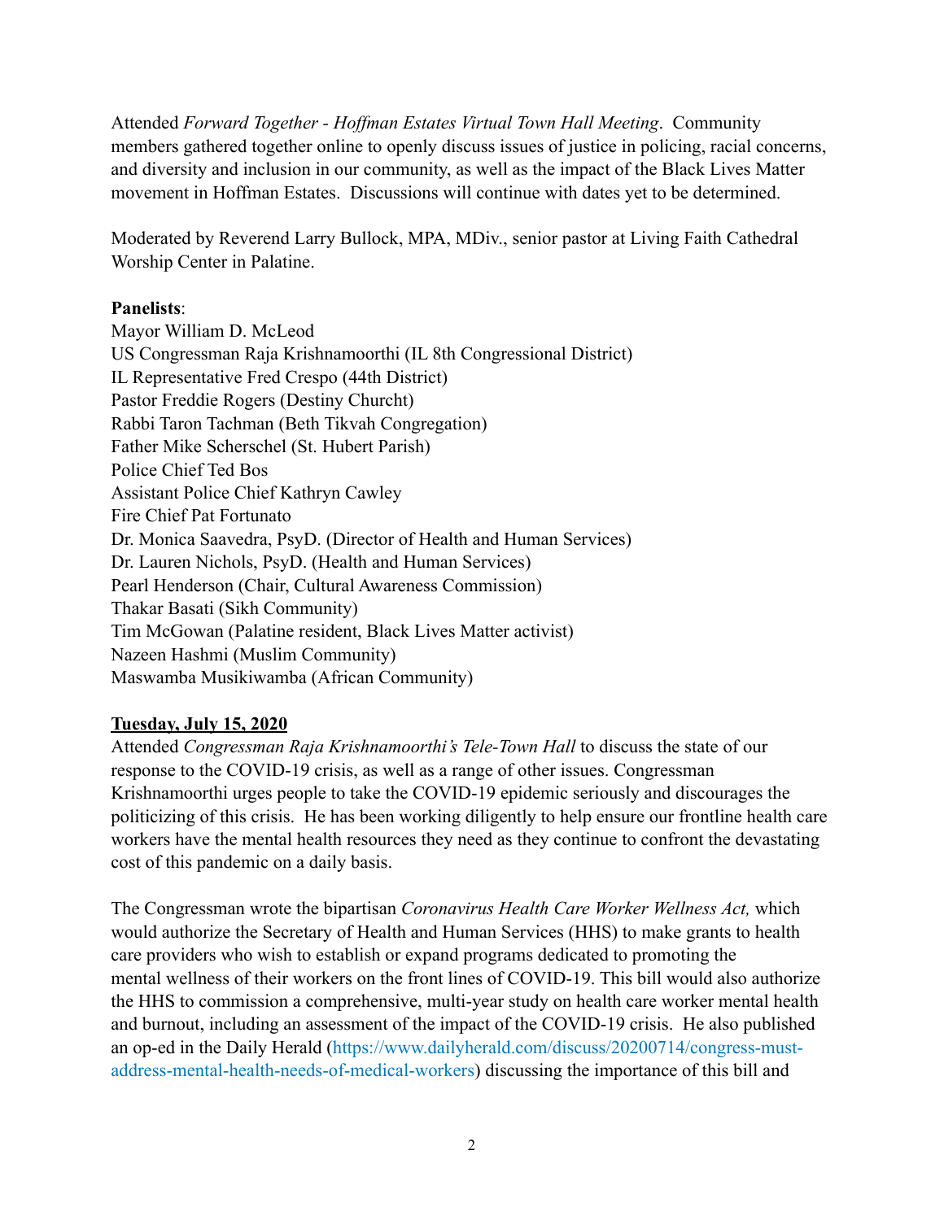Attended *Forward Together - Hoffman Estates Virtual Town Hall Meeting*. Community members gathered together online to openly discuss issues of justice in policing, racial concerns, and diversity and inclusion in our community, as well as the impact of the Black Lives Matter movement in Hoffman Estates. Discussions will continue with dates yet to be determined.

Moderated by Reverend Larry Bullock, MPA, MDiv., senior pastor at Living Faith Cathedral Worship Center in Palatine.

**Panelists**:
Mayor William D. McLeod
US Congressman Raja Krishnamoorthi (IL 8th Congressional District)
IL Representative Fred Crespo (44th District)
Pastor Freddie Rogers (Destiny Churcht)
Rabbi Taron Tachman (Beth Tikvah Congregation)
Father Mike Scherschel (St. Hubert Parish)
Police Chief Ted Bos
Assistant Police Chief Kathryn Cawley
Fire Chief Pat Fortunato
Dr. Monica Saavedra, PsyD. (Director of Health and Human Services)
Dr. Lauren Nichols, PsyD. (Health and Human Services)
Pearl Henderson (Chair, Cultural Awareness Commission)
Thakar Basati (Sikh Community)
Tim McGowan (Palatine resident, Black Lives Matter activist)
Nazeen Hashmi (Muslim Community)
Maswamba Musikiwamba (African Community)

**Tuesday, July 15, 2020**
Attended *Congressman Raja Krishnamoorthi's Tele-Town Hall* to discuss the state of our response to the COVID-19 crisis, as well as a range of other issues. Congressman Krishnamoorthi urges people to take the COVID-19 epidemic seriously and discourages the politicizing of this crisis. He has been working diligently to help ensure our frontline health care workers have the mental health resources they need as they continue to confront the devastating cost of this pandemic on a daily basis.

The Congressman wrote the bipartisan *Coronavirus Health Care Worker Wellness Act,* which would authorize the Secretary of Health and Human Services (HHS) to make grants to health care providers who wish to establish or expand programs dedicated to promoting the mental wellness of their workers on the front lines of COVID-19. This bill would also authorize the HHS to commission a comprehensive, multi-year study on health care worker mental health and burnout, including an assessment of the impact of the COVID-19 crisis. He also published an op-ed in the Daily Herald (https://www.dailyherald.com/discuss/20200714/congress-must-address-mental-health-needs-of-medical-workers) discussing the importance of this bill and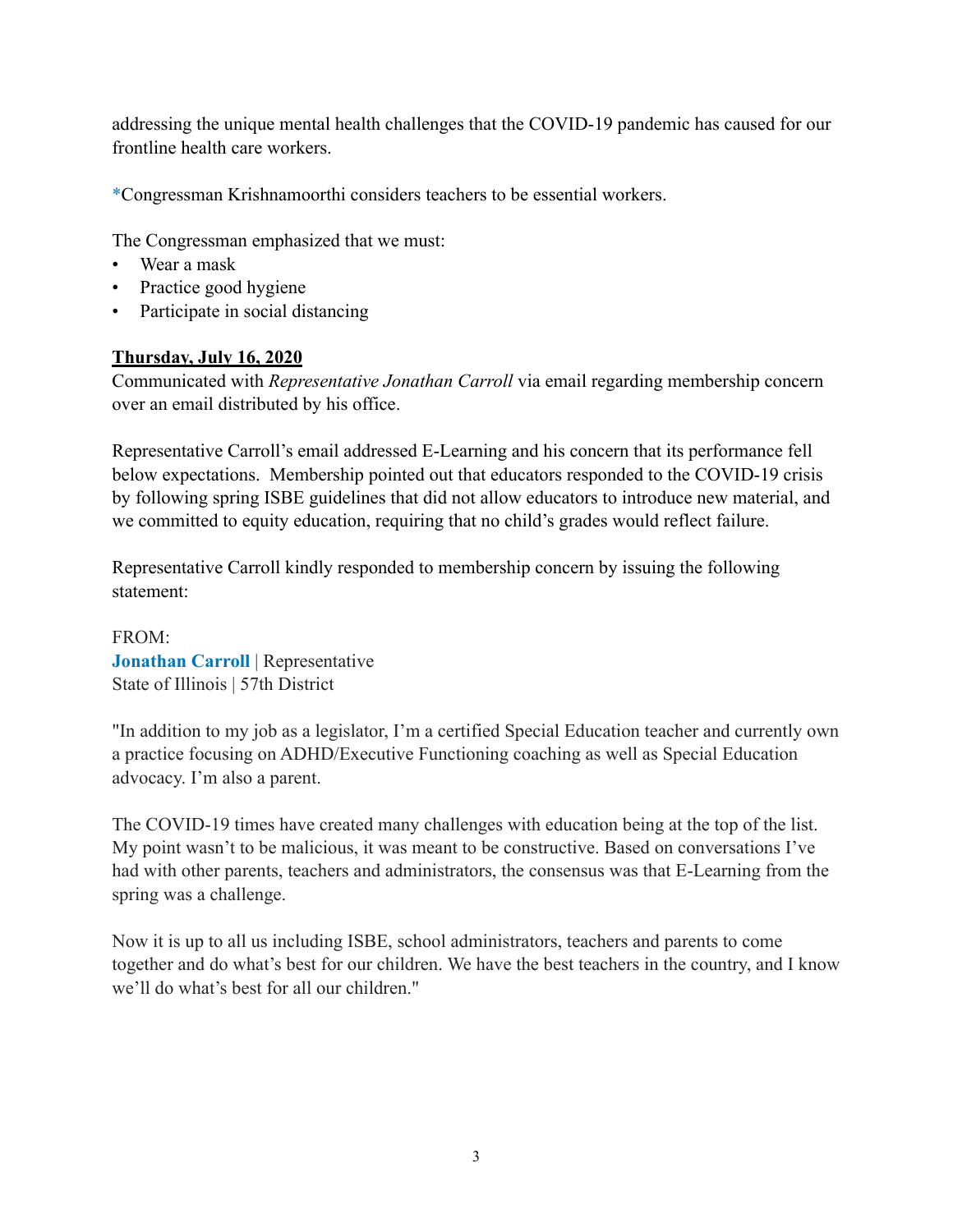addressing the unique mental health challenges that the COVID-19 pandemic has caused for our frontline health care workers.

*Congressman Krishnamoorthi considers teachers to be essential workers.

The Congressman emphasized that we must:

- Wear a mask
- Practice good hygiene
- Participate in social distancing

**Thursday, July 16, 2020**

Communicated with *Representative Jonathan Carroll* via email regarding membership concern over an email distributed by his office.

Representative Carroll's email addressed E-Learning and his concern that its performance fell below expectations. Membership pointed out that educators responded to the COVID-19 crisis by following spring ISBE guidelines that did not allow educators to introduce new material, and we committed to equity education, requiring that no child's grades would reflect failure.

Representative Carroll kindly responded to membership concern by issuing the following statement:

FROM:
**Jonathan Carroll** | Representative
State of Illinois | 57th District

"In addition to my job as a legislator, I'm a certified Special Education teacher and currently own a practice focusing on ADHD/Executive Functioning coaching as well as Special Education advocacy. I'm also a parent.

The COVID-19 times have created many challenges with education being at the top of the list. My point wasn't to be malicious, it was meant to be constructive. Based on conversations I've had with other parents, teachers and administrators, the consensus was that E-Learning from the spring was a challenge.

Now it is up to all us including ISBE, school administrators, teachers and parents to come together and do what's best for our children. We have the best teachers in the country, and I know we'll do what's best for all our children."